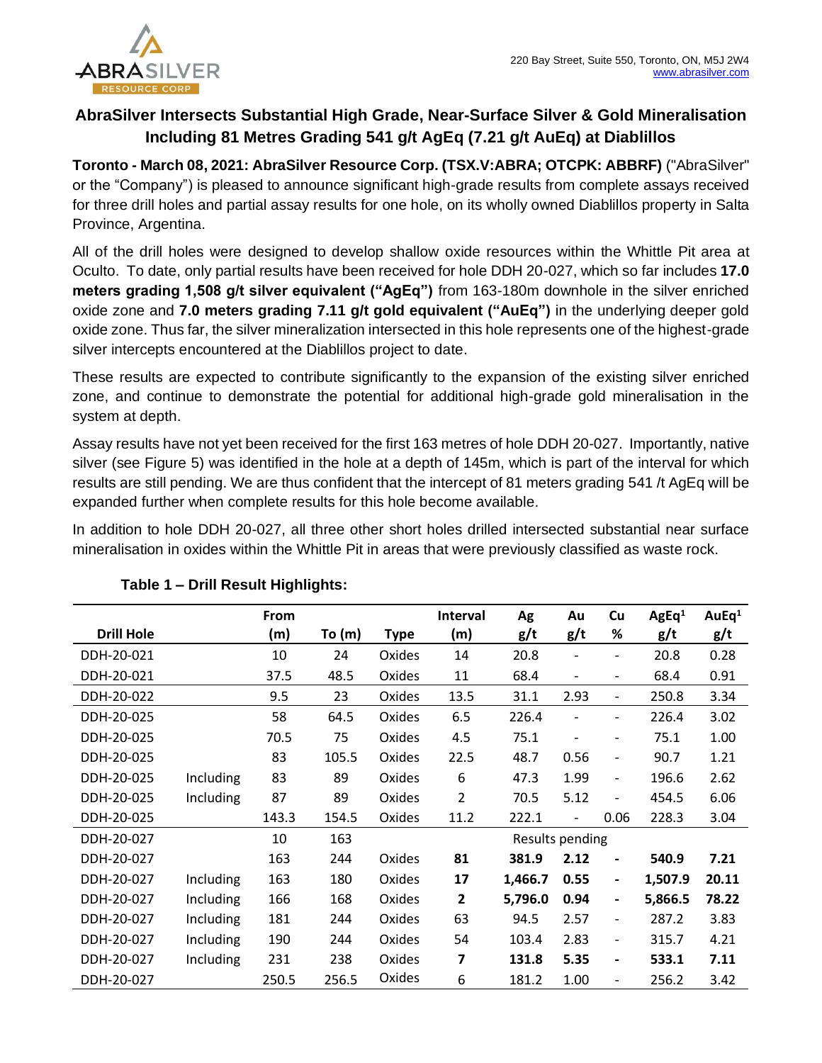220 Bay Street, Suite 550, Toronto, ON, M5J 2W4
www.abrasilver.com

# AbraSilver Intersects Substantial High Grade, Near-Surface Silver & Gold Mineralisation Including 81 Metres Grading 541 g/t AgEq (7.21 g/t AuEq) at Diablillos

**Toronto - March 08, 2021: AbraSilver Resource Corp. (TSX.V:ABRA; OTCPK: ABBRF)** ("AbraSilver" or the "Company") is pleased to announce significant high-grade results from complete assays received for three drill holes and partial assay results for one hole, on its wholly owned Diablillos property in Salta Province, Argentina.

All of the drill holes were designed to develop shallow oxide resources within the Whittle Pit area at Oculto. To date, only partial results have been received for hole DDH 20-027, which so far includes **17.0 meters grading 1,508 g/t silver equivalent ("AgEq")** from 163-180m downhole in the silver enriched oxide zone and **7.0 meters grading 7.11 g/t gold equivalent ("AuEq")** in the underlying deeper gold oxide zone. Thus far, the silver mineralization intersected in this hole represents one of the highest-grade silver intercepts encountered at the Diablillos project to date.

These results are expected to contribute significantly to the expansion of the existing silver enriched zone, and continue to demonstrate the potential for additional high-grade gold mineralisation in the system at depth.

Assay results have not yet been received for the first 163 metres of hole DDH 20-027. Importantly, native silver (see Figure 5) was identified in the hole at a depth of 145m, which is part of the interval for which results are still pending. We are thus confident that the intercept of 81 meters grading 541 /t AgEq will be expanded further when complete results for this hole become available.

In addition to hole DDH 20-027, all three other short holes drilled intersected substantial near surface mineralisation in oxides within the Whittle Pit in areas that were previously classified as waste rock.

**Table 1 – Drill Result Highlights:**

| Drill Hole | | From (m) | To (m) | Type | Interval (m) | Ag g/t | Au g/t | Cu % | AgEq[1] g/t | AuEq[1] g/t |
|---|---|---|---|---|---|---|---|---|---|---|
| DDH-20-021 | | 10 | 24 | Oxides | 14 | 20.8 | - | - | 20.8 | 0.28 |
| DDH-20-021 | | 37.5 | 48.5 | Oxides | 11 | 68.4 | - | - | 68.4 | 0.91 |
| DDH-20-022 | | 9.5 | 23 | Oxides | 13.5 | 31.1 | 2.93 | - | 250.8 | 3.34 |
| DDH-20-025 | | 58 | 64.5 | Oxides | 6.5 | 226.4 | - | - | 226.4 | 3.02 |
| DDH-20-025 | | 70.5 | 75 | Oxides | 4.5 | 75.1 | - | - | 75.1 | 1.00 |
| DDH-20-025 | | 83 | 105.5 | Oxides | 22.5 | 48.7 | 0.56 | - | 90.7 | 1.21 |
| DDH-20-025 | Including | 83 | 89 | Oxides | 6 | 47.3 | 1.99 | - | 196.6 | 2.62 |
| DDH-20-025 | Including | 87 | 89 | Oxides | 2 | 70.5 | 5.12 | - | 454.5 | 6.06 |
| DDH-20-025 | | 143.3 | 154.5 | Oxides | 11.2 | 222.1 | - | 0.06 | 228.3 | 3.04 |
| DDH-20-027 | | 10 | 163 | | | Results pending | | | | |
| DDH-20-027 | | 163 | 244 | Oxides | **81** | **381.9** | **2.12** | **-** | **540.9** | **7.21** |
| DDH-20-027 | Including | 163 | 180 | Oxides | **17** | **1,466.7** | **0.55** | **-** | **1,507.9** | **20.11** |
| DDH-20-027 | Including | 166 | 168 | Oxides | **2** | **5,796.0** | **0.94** | **-** | **5,866.5** | **78.22** |
| DDH-20-027 | Including | 181 | 244 | Oxides | 63 | 94.5 | 2.57 | - | 287.2 | 3.83 |
| DDH-20-027 | Including | 190 | 244 | Oxides | 54 | 103.4 | 2.83 | - | 315.7 | 4.21 |
| DDH-20-027 | Including | 231 | 238 | Oxides | **7** | **131.8** | **5.35** | **-** | **533.1** | **7.11** |
| DDH-20-027 | | 250.5 | 256.5 | Oxides | 6 | 181.2 | 1.00 | - | 256.2 | 3.42 |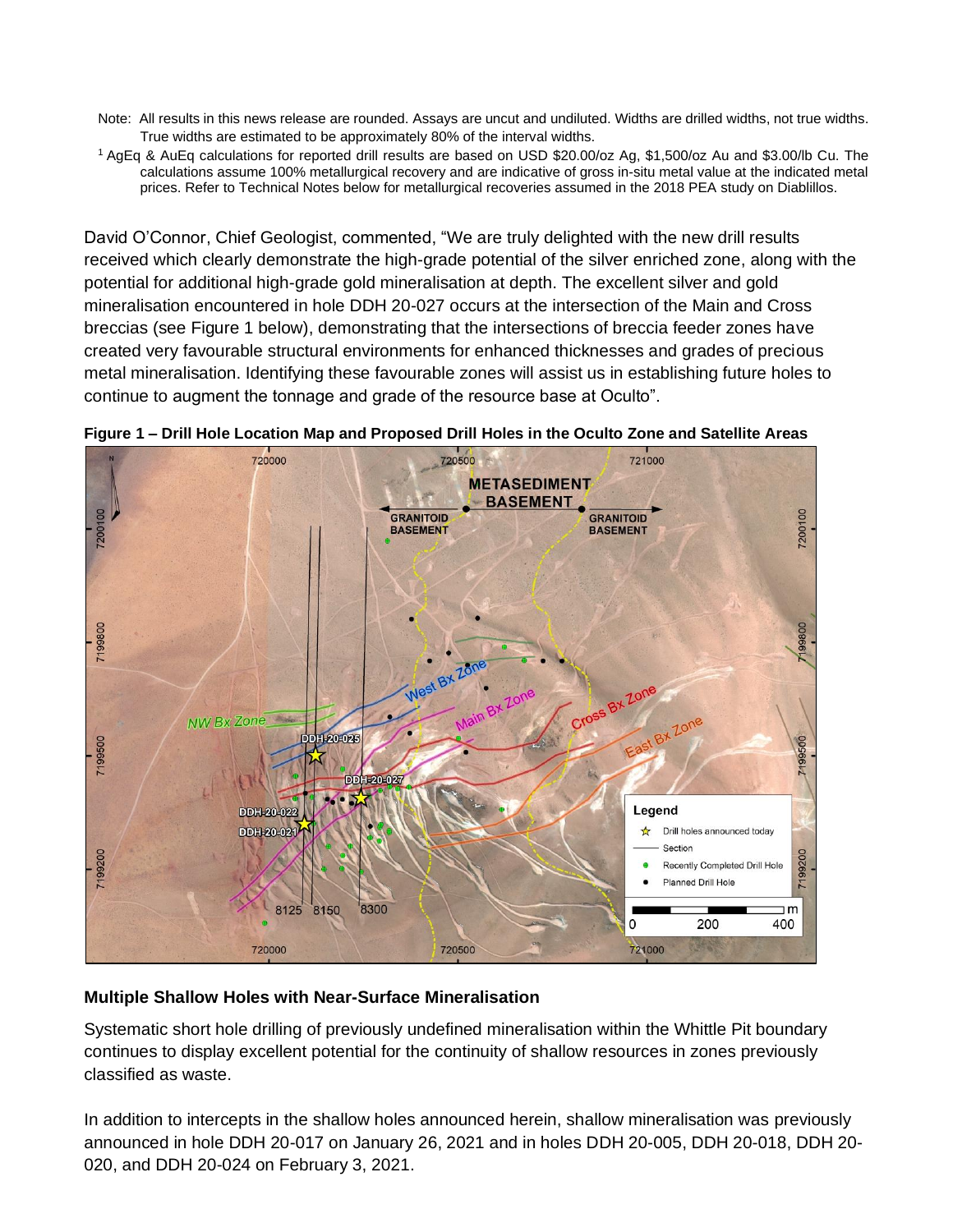Note: All results in this news release are rounded. Assays are uncut and undiluted. Widths are drilled widths, not true widths. True widths are estimated to be approximately 80% of the interval widths.

[1] AgEq & AuEq calculations for reported drill results are based on USD $20.00/oz Ag, $1,500/oz Au and $3.00/lb Cu. The calculations assume 100% metallurgical recovery and are indicative of gross in-situ metal value at the indicated metal prices. Refer to Technical Notes below for metallurgical recoveries assumed in the 2018 PEA study on Diablillos.

David O'Connor, Chief Geologist, commented, "We are truly delighted with the new drill results received which clearly demonstrate the high-grade potential of the silver enriched zone, along with the potential for additional high-grade gold mineralisation at depth. The excellent silver and gold mineralisation encountered in hole DDH 20-027 occurs at the intersection of the Main and Cross breccias (see Figure 1 below), demonstrating that the intersections of breccia feeder zones have created very favourable structural environments for enhanced thicknesses and grades of precious metal mineralisation. Identifying these favourable zones will assist us in establishing future holes to continue to augment the tonnage and grade of the resource base at Oculto".

**Figure 1 – Drill Hole Location Map and Proposed Drill Holes in the Oculto Zone and Satellite Areas**

### Multiple Shallow Holes with Near-Surface Mineralisation

Systematic short hole drilling of previously undefined mineralisation within the Whittle Pit boundary continues to display excellent potential for the continuity of shallow resources in zones previously classified as waste.

In addition to intercepts in the shallow holes announced herein, shallow mineralisation was previously announced in hole DDH 20-017 on January 26, 2021 and in holes DDH 20-005, DDH 20-018, DDH 20-020, and DDH 20-024 on February 3, 2021.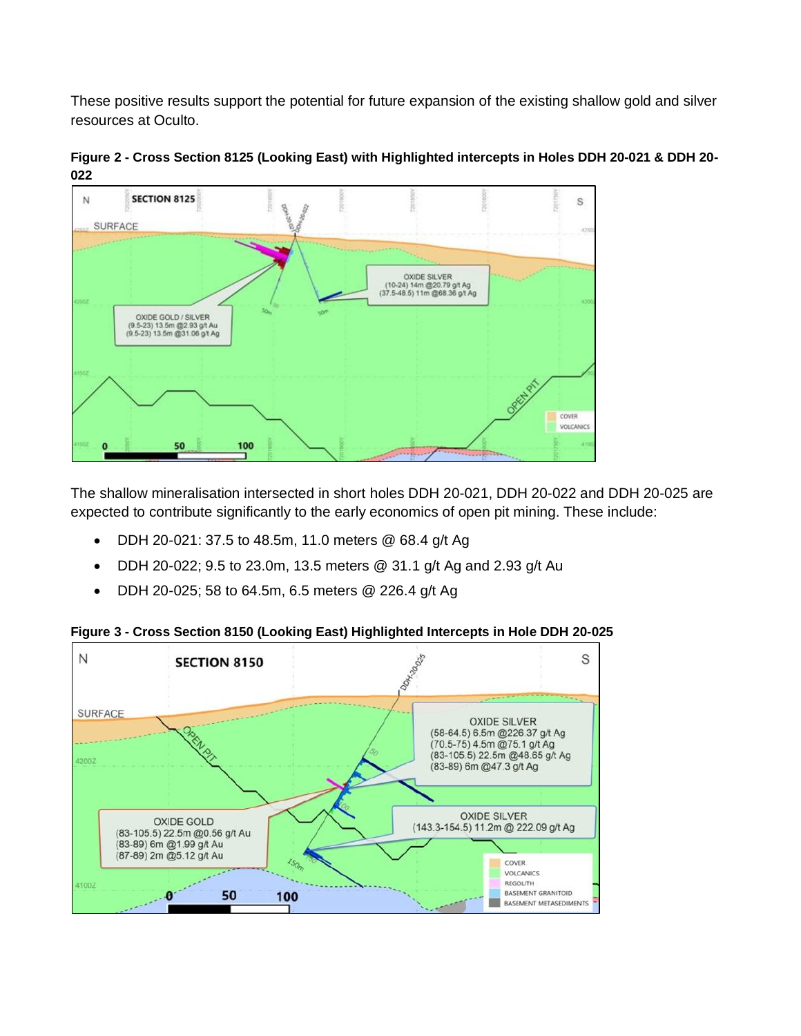These positive results support the potential for future expansion of the existing shallow gold and silver resources at Oculto.

**Figure 2 - Cross Section 8125 (Looking East) with Highlighted intercepts in Holes DDH 20-021 & DDH 20-022**

The shallow mineralisation intersected in short holes DDH 20-021, DDH 20-022 and DDH 20-025 are expected to contribute significantly to the early economics of open pit mining. These include:

- DDH 20-021: 37.5 to 48.5m, 11.0 meters @ 68.4 g/t Ag
- DDH 20-022; 9.5 to 23.0m, 13.5 meters @ 31.1 g/t Ag and 2.93 g/t Au
- DDH 20-025; 58 to 64.5m, 6.5 meters @ 226.4 g/t Ag

**Figure 3 - Cross Section 8150 (Looking East) Highlighted Intercepts in Hole DDH 20-025**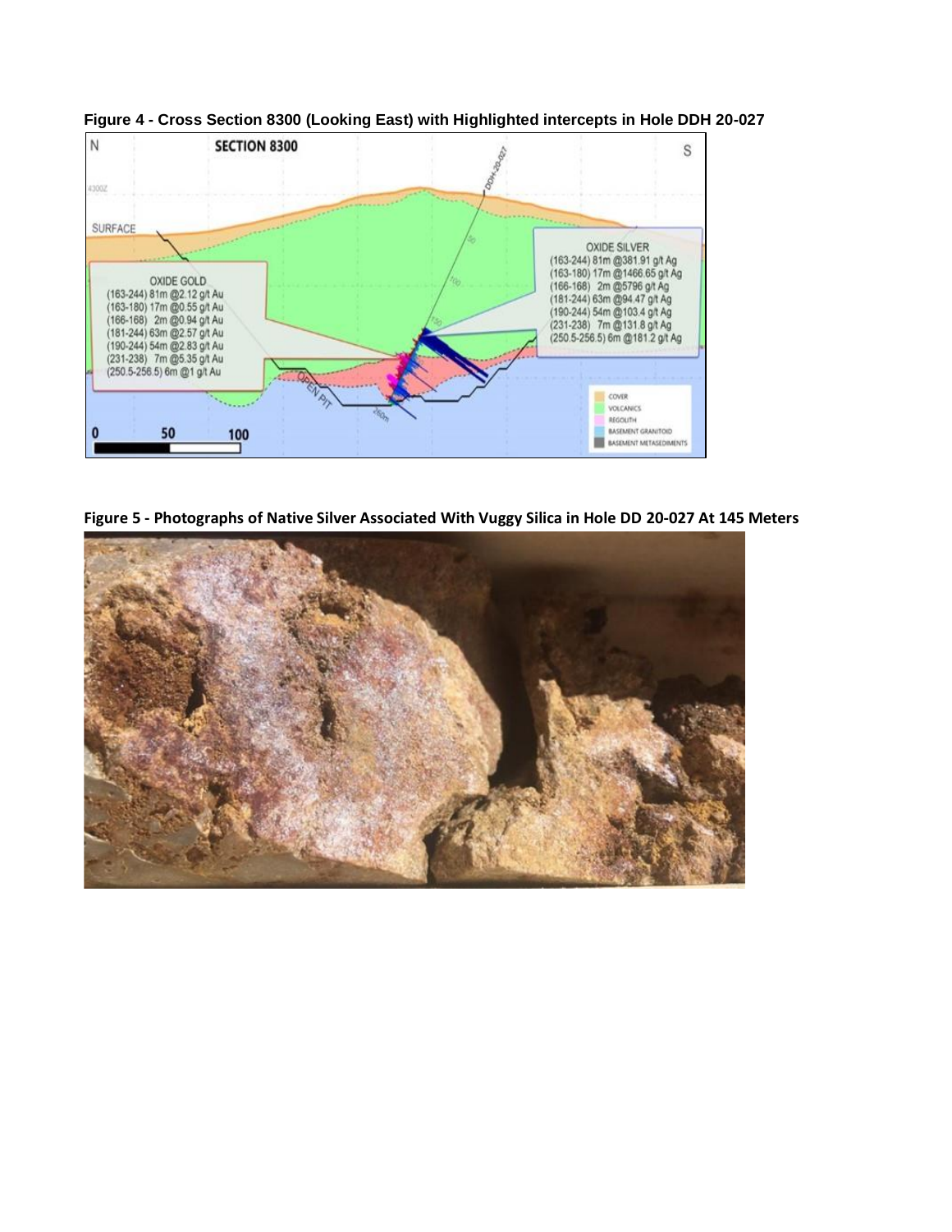**Figure 4 - Cross Section 8300 (Looking East) with Highlighted intercepts in Hole DDH 20-027**

**Figure 5 - Photographs of Native Silver Associated With Vuggy Silica in Hole DD 20-027 At 145 Meters**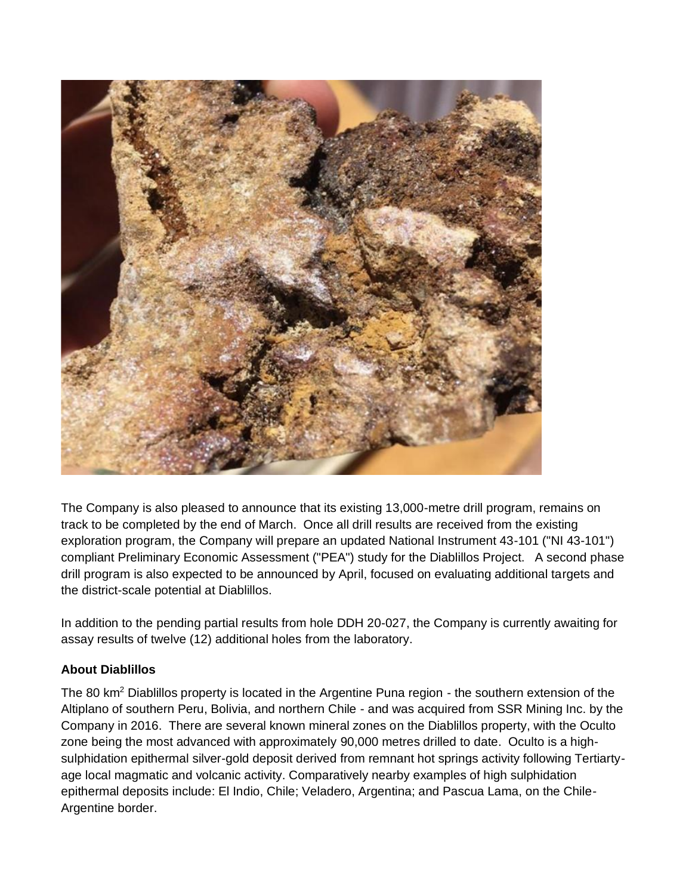The Company is also pleased to announce that its existing 13,000-metre drill program, remains on track to be completed by the end of March. Once all drill results are received from the existing exploration program, the Company will prepare an updated National Instrument 43-101 ("NI 43-101") compliant Preliminary Economic Assessment ("PEA") study for the Diablillos Project. A second phase drill program is also expected to be announced by April, focused on evaluating additional targets and the district-scale potential at Diablillos.

In addition to the pending partial results from hole DDH 20-027, the Company is currently awaiting for assay results of twelve (12) additional holes from the laboratory.

**About Diablillos**

The 80 km$^2$ Diablillos property is located in the Argentine Puna region - the southern extension of the Altiplano of southern Peru, Bolivia, and northern Chile - and was acquired from SSR Mining Inc. by the Company in 2016. There are several known mineral zones on the Diablillos property, with the Oculto zone being the most advanced with approximately 90,000 metres drilled to date. Oculto is a high-sulphidation epithermal silver-gold deposit derived from remnant hot springs activity following Tertiarty-age local magmatic and volcanic activity. Comparatively nearby examples of high sulphidation epithermal deposits include: El Indio, Chile; Veladero, Argentina; and Pascua Lama, on the Chile-Argentine border.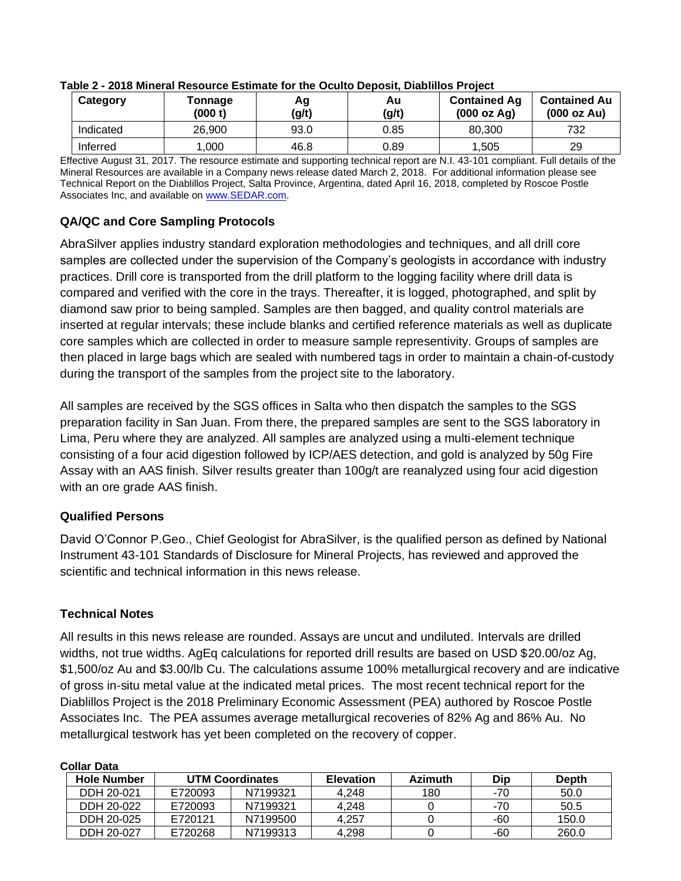**Table 2 - 2018 Mineral Resource Estimate for the Oculto Deposit, Diablillos Project**

| Category | Tonnage (000 t) | Ag (g/t) | Au (g/t) | Contained Ag (000 oz Ag) | Contained Au (000 oz Au) |
|---|---|---|---|---|---|
| Indicated | 26,900 | 93.0 | 0.85 | 80,300 | 732 |
| Inferred | 1,000 | 46.8 | 0.89 | 1,505 | 29 |

Effective August 31, 2017. The resource estimate and supporting technical report are N.I. 43-101 compliant. Full details of the Mineral Resources are available in a Company news release dated March 2, 2018. For additional information please see Technical Report on the Diablillos Project, Salta Province, Argentina, dated April 16, 2018, completed by Roscoe Postle Associates Inc, and available on www.SEDAR.com.

## QA/QC and Core Sampling Protocols

AbraSilver applies industry standard exploration methodologies and techniques, and all drill core samples are collected under the supervision of the Company's geologists in accordance with industry practices. Drill core is transported from the drill platform to the logging facility where drill data is compared and verified with the core in the trays. Thereafter, it is logged, photographed, and split by diamond saw prior to being sampled. Samples are then bagged, and quality control materials are inserted at regular intervals; these include blanks and certified reference materials as well as duplicate core samples which are collected in order to measure sample representivity. Groups of samples are then placed in large bags which are sealed with numbered tags in order to maintain a chain-of-custody during the transport of the samples from the project site to the laboratory.

All samples are received by the SGS offices in Salta who then dispatch the samples to the SGS preparation facility in San Juan. From there, the prepared samples are sent to the SGS laboratory in Lima, Peru where they are analyzed. All samples are analyzed using a multi-element technique consisting of a four acid digestion followed by ICP/AES detection, and gold is analyzed by 50g Fire Assay with an AAS finish. Silver results greater than 100g/t are reanalyzed using four acid digestion with an ore grade AAS finish.

## Qualified Persons

David O'Connor P.Geo., Chief Geologist for AbraSilver, is the qualified person as defined by National Instrument 43-101 Standards of Disclosure for Mineral Projects, has reviewed and approved the scientific and technical information in this news release.

## Technical Notes

All results in this news release are rounded. Assays are uncut and undiluted. Intervals are drilled widths, not true widths. AgEq calculations for reported drill results are based on USD $20.00/oz Ag, $1,500/oz Au and $3.00/lb Cu. The calculations assume 100% metallurgical recovery and are indicative of gross in-situ metal value at the indicated metal prices. The most recent technical report for the Diablillos Project is the 2018 Preliminary Economic Assessment (PEA) authored by Roscoe Postle Associates Inc. The PEA assumes average metallurgical recoveries of 82% Ag and 86% Au. No metallurgical testwork has yet been completed on the recovery of copper.

**Collar Data**

| Hole Number | UTM Coordinates | | Elevation | Azimuth | Dip | Depth |
|---|---|---|---|---|---|---|
| DDH 20-021 | E720093 | N7199321 | 4,248 | 180 | -70 | 50.0 |
| DDH 20-022 | E720093 | N7199321 | 4,248 | 0 | -70 | 50.5 |
| DDH 20-025 | E720121 | N7199500 | 4,257 | 0 | -60 | 150.0 |
| DDH 20-027 | E720268 | N7199313 | 4,298 | 0 | -60 | 260.0 |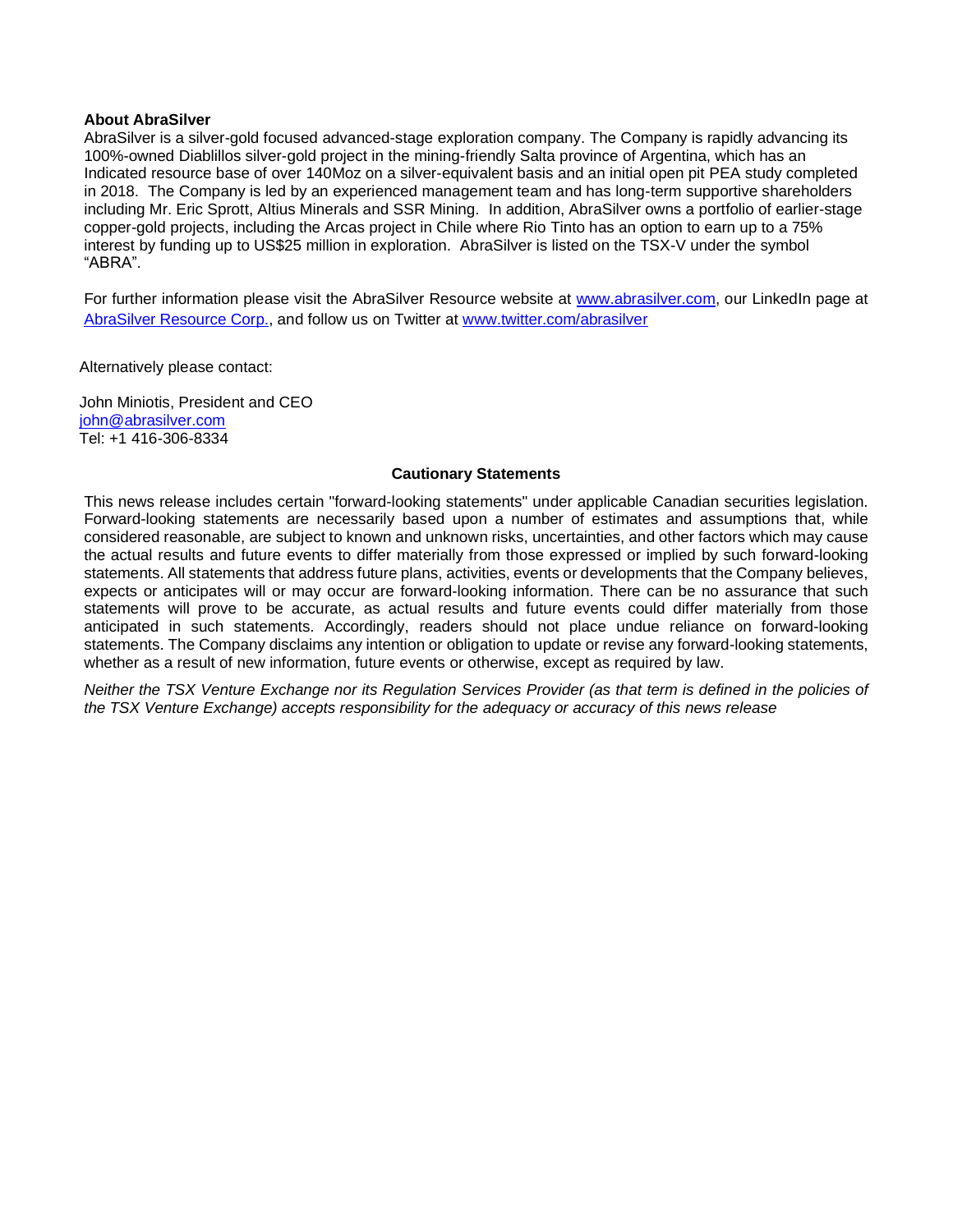**About AbraSilver**

AbraSilver is a silver-gold focused advanced-stage exploration company. The Company is rapidly advancing its 100%-owned Diablillos silver-gold project in the mining-friendly Salta province of Argentina, which has an Indicated resource base of over 140Moz on a silver-equivalent basis and an initial open pit PEA study completed in 2018. The Company is led by an experienced management team and has long-term supportive shareholders including Mr. Eric Sprott, Altius Minerals and SSR Mining. In addition, AbraSilver owns a portfolio of earlier-stage copper-gold projects, including the Arcas project in Chile where Rio Tinto has an option to earn up to a 75% interest by funding up to US$25 million in exploration. AbraSilver is listed on the TSX-V under the symbol "ABRA".

For further information please visit the AbraSilver Resource website at [www.abrasilver.com](http://www.abrasilver.com), our LinkedIn page at [AbraSilver Resource Corp.](#), and follow us on Twitter at [www.twitter.com/abrasilver](http://www.twitter.com/abrasilver)

Alternatively please contact:

John Miniotis, President and CEO
[john@abrasilver.com](mailto:john@abrasilver.com)
Tel: +1 416-306-8334

**Cautionary Statements**

This news release includes certain "forward-looking statements" under applicable Canadian securities legislation. Forward-looking statements are necessarily based upon a number of estimates and assumptions that, while considered reasonable, are subject to known and unknown risks, uncertainties, and other factors which may cause the actual results and future events to differ materially from those expressed or implied by such forward-looking statements. All statements that address future plans, activities, events or developments that the Company believes, expects or anticipates will or may occur are forward-looking information. There can be no assurance that such statements will prove to be accurate, as actual results and future events could differ materially from those anticipated in such statements. Accordingly, readers should not place undue reliance on forward-looking statements. The Company disclaims any intention or obligation to update or revise any forward-looking statements, whether as a result of new information, future events or otherwise, except as required by law.

*Neither the TSX Venture Exchange nor its Regulation Services Provider (as that term is defined in the policies of the TSX Venture Exchange) accepts responsibility for the adequacy or accuracy of this news release*